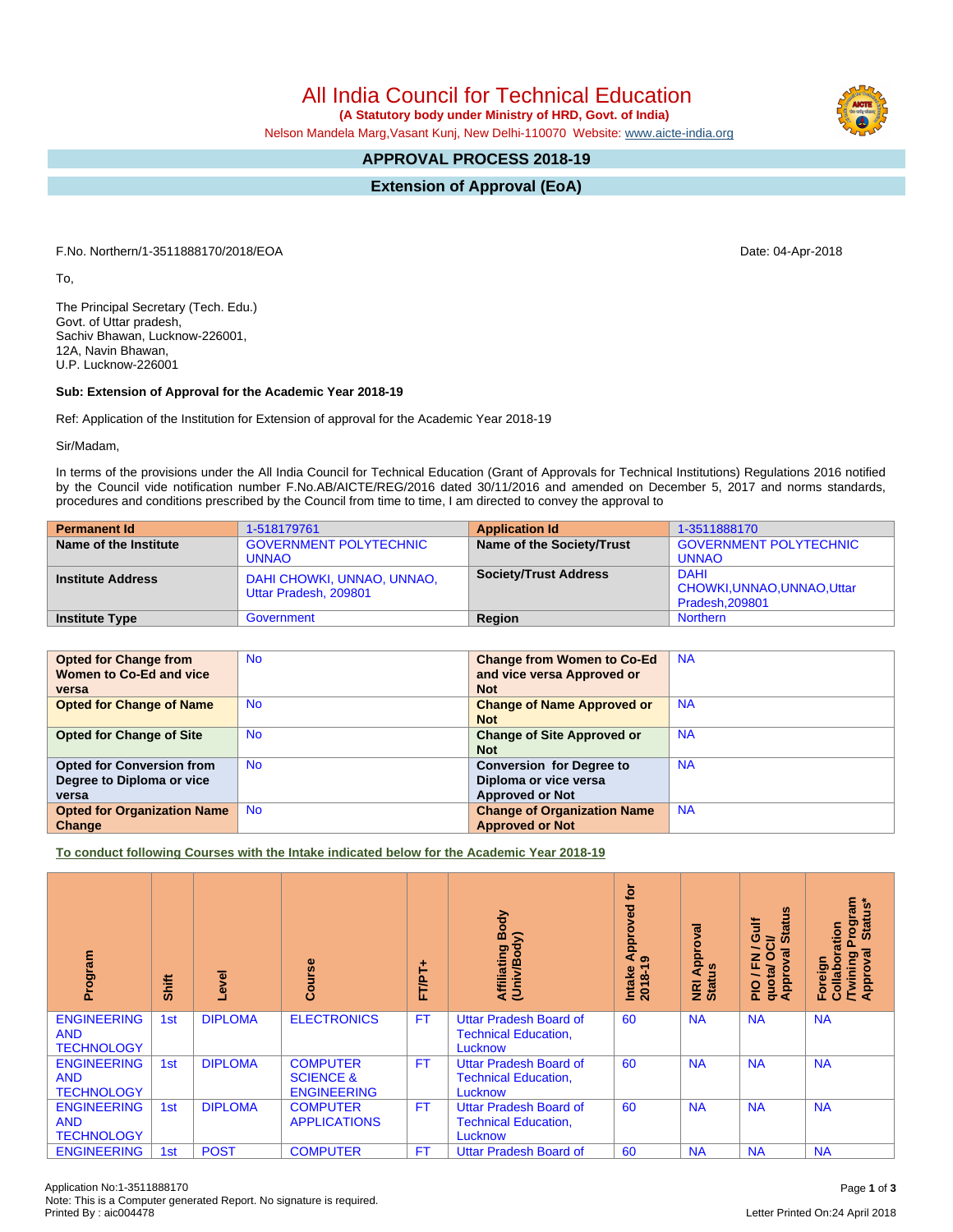# All India Council for Technical Education

**(A Statutory body under Ministry of HRD, Govt. of India)**

Nelson Mandela Marg,Vasant Kunj, New Delhi-110070 Website: www.aicte-india.org

## APPROVAL PROCESS 2018-19

## Extension of Approval (EoA)

F.No. Northern/1-3511888170/2018/EOA

Date: 04-Apr-2018

To,

The Principal Secretary (Tech. Edu.)
Govt. of Uttar pradesh,
Sachiv Bhawan, Lucknow-226001,
12A, Navin Bhawan,
U.P. Lucknow-226001

**Sub: Extension of Approval for the Academic Year 2018-19**

Ref: Application of the Institution for Extension of approval for the Academic Year 2018-19

Sir/Madam,

In terms of the provisions under the All India Council for Technical Education (Grant of Approvals for Technical Institutions) Regulations 2016 notified by the Council vide notification number F.No.AB/AICTE/REG/2016 dated 30/11/2016 and amended on December 5, 2017 and norms standards, procedures and conditions prescribed by the Council from time to time, I am directed to convey the approval to

| | | | |
|---|---|---|---|
| **Permanent Id** | 1-518179761 | **Application Id** | 1-3511888170 |
| **Name of the Institute** | GOVERNMENT POLYTECHNIC UNNAO | **Name of the Society/Trust** | GOVERNMENT POLYTECHNIC UNNAO |
| **Institute Address** | DAHI CHOWKI, UNNAO, UNNAO, Uttar Pradesh, 209801 | **Society/Trust Address** | DAHI CHOWKI,UNNAO,UNNAO,Uttar Pradesh,209801 |
| **Institute Type** | Government | **Region** | Northern |

| | | | |
|---|---|---|---|
| **Opted for Change from Women to Co-Ed and vice versa** | No | **Change from Women to Co-Ed and vice versa Approved or Not** | NA |
| **Opted for Change of Name** | No | **Change of Name Approved or Not** | NA |
| **Opted for Change of Site** | No | **Change of Site Approved or Not** | NA |
| **Opted for Conversion from Degree to Diploma or vice versa** | No | **Conversion for Degree to Diploma or vice versa Approved or Not** | NA |
| **Opted for Organization Name Change** | No | **Change of Organization Name Approved or Not** | NA |

**To conduct following Courses with the Intake indicated below for the Academic Year 2018-19**

| Program | Shift | Level | Course | FT/PT+ | Affiliating Body (Univ/Body) | Intake Approved for 2018-19 | NRI Approval Status | PIO / FN / Gulf quota/ OCI/ Approval Status | Foreign Collaboration /Twining Program Approval Status* |
|---|---|---|---|---|---|---|---|---|---|
| ENGINEERING AND TECHNOLOGY | 1st | DIPLOMA | ELECTRONICS | FT | Uttar Pradesh Board of Technical Education, Lucknow | 60 | NA | NA | NA |
| ENGINEERING AND TECHNOLOGY | 1st | DIPLOMA | COMPUTER SCIENCE & ENGINEERING | FT | Uttar Pradesh Board of Technical Education, Lucknow | 60 | NA | NA | NA |
| ENGINEERING AND TECHNOLOGY | 1st | DIPLOMA | COMPUTER APPLICATIONS | FT | Uttar Pradesh Board of Technical Education, Lucknow | 60 | NA | NA | NA |
| ENGINEERING | 1st | POST | COMPUTER | FT | Uttar Pradesh Board of | 60 | NA | NA | NA |

Application No:1-3511888170
Note: This is a Computer generated Report. No signature is required.
Printed By : aic004478

Letter Printed On:24 April 2018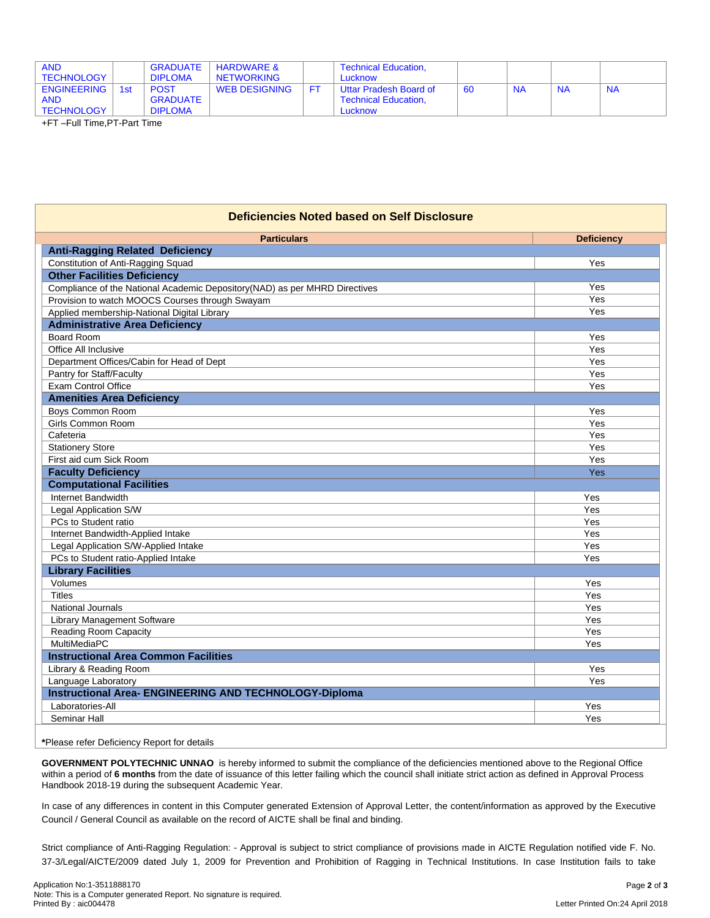| | | | | | | | | | |
|---|---|---|---|---|---|---|---|---|---|
| AND TECHNOLOGY | | GRADUATE DIPLOMA | HARDWARE & NETWORKING | | Technical Education, Lucknow | | | | |
| ENGINEERING AND TECHNOLOGY | 1st | POST GRADUATE DIPLOMA | WEB DESIGNING | FT | Uttar Pradesh Board of Technical Education, Lucknow | 60 | NA | NA | NA |

+FT –Full Time,PT-Part Time

## Deficiencies Noted based on Self Disclosure

| Particulars | Deficiency |
|---|---|
| **Anti-Ragging Related Deficiency** | |
| Constitution of Anti-Ragging Squad | Yes |
| **Other Facilities Deficiency** | |
| Compliance of the National Academic Depository(NAD) as per MHRD Directives | Yes |
| Provision to watch MOOCS Courses through Swayam | Yes |
| Applied membership-National Digital Library | Yes |
| **Administrative Area Deficiency** | |
| Board Room | Yes |
| Office All Inclusive | Yes |
| Department Offices/Cabin for Head of Dept | Yes |
| Pantry for Staff/Faculty | Yes |
| Exam Control Office | Yes |
| **Amenities Area Deficiency** | |
| Boys Common Room | Yes |
| Girls Common Room | Yes |
| Cafeteria | Yes |
| Stationery Store | Yes |
| First aid cum Sick Room | Yes |
| **Faculty Deficiency** | Yes |
| **Computational Facilities** | |
| Internet Bandwidth | Yes |
| Legal Application S/W | Yes |
| PCs to Student ratio | Yes |
| Internet Bandwidth-Applied Intake | Yes |
| Legal Application S/W-Applied Intake | Yes |
| PCs to Student ratio-Applied Intake | Yes |
| **Library Facilities** | |
| Volumes | Yes |
| Titles | Yes |
| National Journals | Yes |
| Library Management Software | Yes |
| Reading Room Capacity | Yes |
| MultiMediaPC | Yes |
| **Instructional Area Common Facilities** | |
| Library & Reading Room | Yes |
| Language Laboratory | Yes |
| **Instructional Area- ENGINEERING AND TECHNOLOGY-Diploma** | |
| Laboratories-All | Yes |
| Seminar Hall | Yes |

***Please refer Deficiency Report for details**

**GOVERNMENT POLYTECHNIC UNNAO** is hereby informed to submit the compliance of the deficiencies mentioned above to the Regional Office within a period of **6 months** from the date of issuance of this letter failing which the council shall initiate strict action as defined in Approval Process Handbook 2018-19 during the subsequent Academic Year.

In case of any differences in content in this Computer generated Extension of Approval Letter, the content/information as approved by the Executive Council / General Council as available on the record of AICTE shall be final and binding.

Strict compliance of Anti-Ragging Regulation: - Approval is subject to strict compliance of provisions made in AICTE Regulation notified vide F. No. 37-3/Legal/AICTE/2009 dated July 1, 2009 for Prevention and Prohibition of Ragging in Technical Institutions. In case Institution fails to take

Application No:1-3511888170
Note: This is a Computer generated Report. No signature is required.
Printed By : aic004478
Letter Printed On:24 April 2018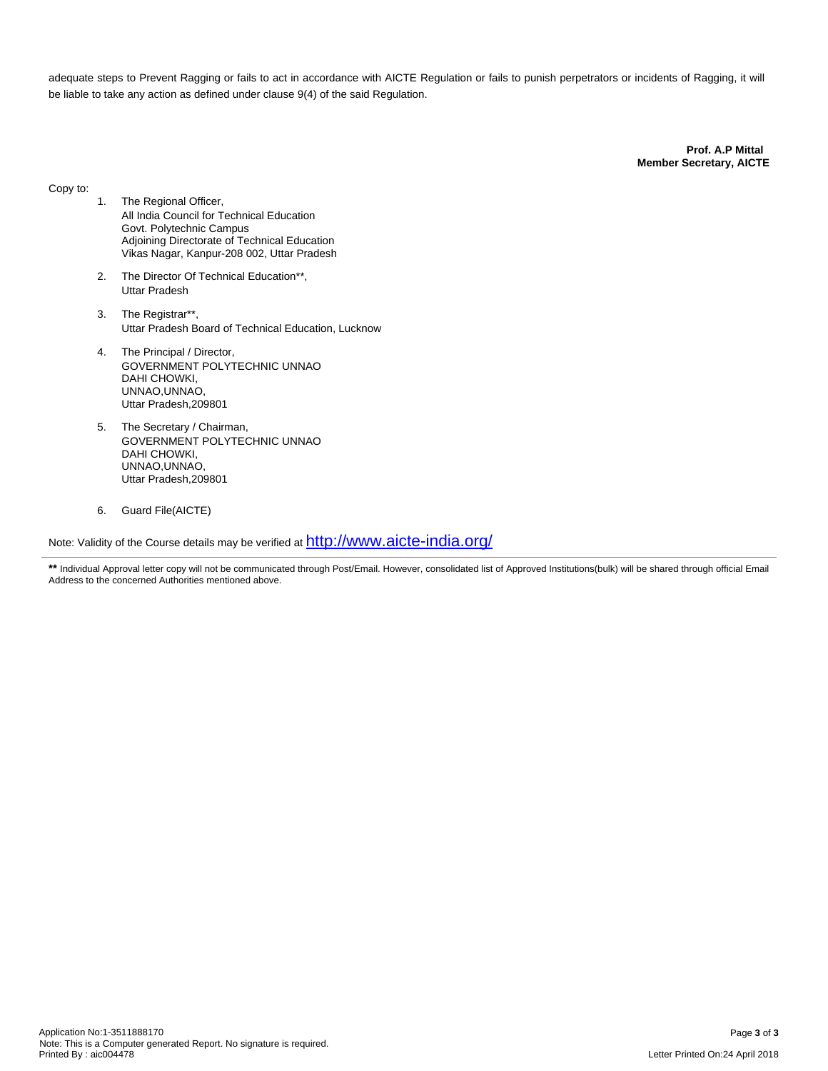adequate steps to Prevent Ragging or fails to act in accordance with AICTE Regulation or fails to punish perpetrators or incidents of Ragging, it will be liable to take any action as defined under clause 9(4) of the said Regulation.

**Prof. A.P Mittal**
**Member Secretary, AICTE**

Copy to:

1. The Regional Officer,
   All India Council for Technical Education
   Govt. Polytechnic Campus
   Adjoining Directorate of Technical Education
   Vikas Nagar, Kanpur-208 002, Uttar Pradesh

2. The Director Of Technical Education**,
   Uttar Pradesh

3. The Registrar**,
   Uttar Pradesh Board of Technical Education, Lucknow

4. The Principal / Director,
   GOVERNMENT POLYTECHNIC UNNAO
   DAHI CHOWKI,
   UNNAO,UNNAO,
   Uttar Pradesh,209801

5. The Secretary / Chairman,
   GOVERNMENT POLYTECHNIC UNNAO
   DAHI CHOWKI,
   UNNAO,UNNAO,
   Uttar Pradesh,209801

6. Guard File(AICTE)

Note: Validity of the Course details may be verified at http://www.aicte-india.org/

---

** Individual Approval letter copy will not be communicated through Post/Email. However, consolidated list of Approved Institutions(bulk) will be shared through official Email Address to the concerned Authorities mentioned above.

Application No:1-3511888170
Note: This is a Computer generated Report. No signature is required.
Printed By : aic004478

Letter Printed On:24 April 2018